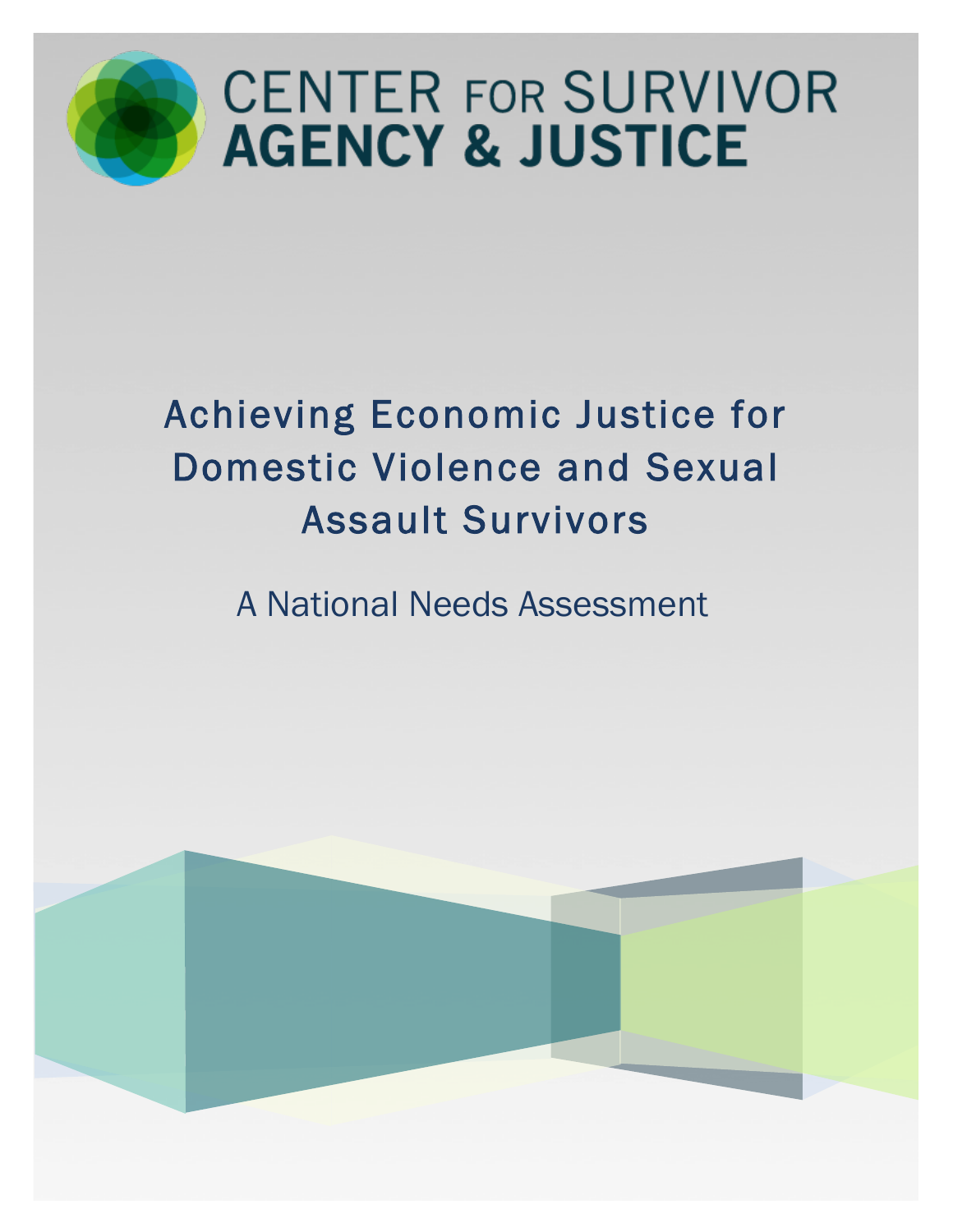CENTER FOR SURVIVOR
**AGENCY & JUSTICE**

# Achieving Economic Justice for Domestic Violence and Sexual Assault Survivors

## A National Needs Assessment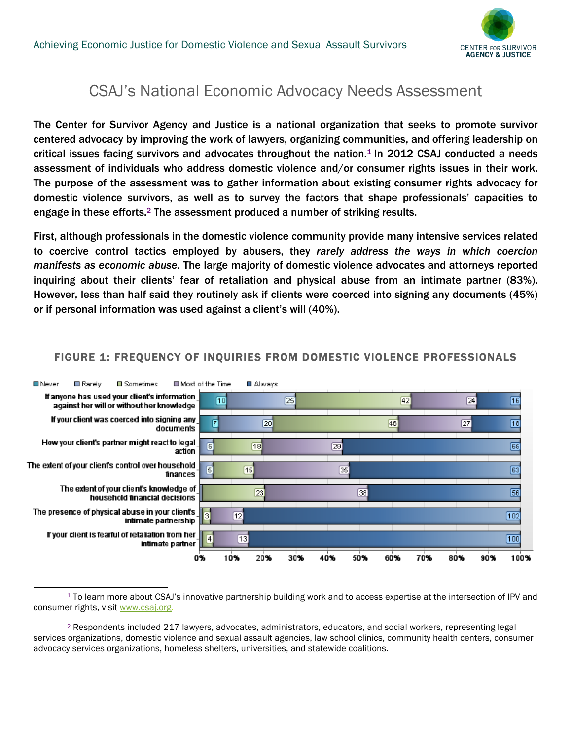# CSAJ's National Economic Advocacy Needs Assessment

**The Center for Survivor Agency and Justice is a national organization that seeks to promote survivor centered advocacy by improving the work of lawyers, organizing communities, and offering leadership on critical issues facing survivors and advocates throughout the nation.[1] In 2012 CSAJ conducted a needs assessment of individuals who address domestic violence and/or consumer rights issues in their work. The purpose of the assessment was to gather information about existing consumer rights advocacy for domestic violence survivors, as well as to survey the factors that shape professionals' capacities to engage in these efforts.[2] The assessment produced a number of striking results.**

**First, although professionals in the domestic violence community provide many intensive services related to coercive control tactics employed by abusers, they *rarely address the ways in which coercion manifests as economic abuse.* The large majority of domestic violence advocates and attorneys reported inquiring about their clients' fear of retaliation and physical abuse from an intimate partner (83%). However, less than half said they routinely ask if clients were coerced into signing any documents (45%) or if personal information was used against a client's will (40%).**

## FIGURE 1: FREQUENCY OF INQUIRIES FROM DOMESTIC VIOLENCE PROFESSIONALS

| | Never | Rarely | Sometimes | Most of the Time | Always |
|---|---|---|---|---|---|
| If anyone has used your client's information against her will or without her knowledge | 10 | 25 | 42 | 24 | 16 |
| If your client was coerced into signing any documents | 7 | 20 | 46 | 27 | 18 |
| How your client's partner might react to legal action | | 5 | 18 | 29 | 65 |
| The extent of your client's control over household finances | | 5 | 15 | 35 | 63 |
| The extent of your client's knowledge of household financial decisions | | | 23 | 38 | 56 |
| The presence of physical abuse in your client's intimate partnership | | | 3 | 12 | 102 |
| If your client is fearful of retaliation from her intimate partner | | | 4 | 13 | 100 |

[1] To learn more about CSAJ's innovative partnership building work and to access expertise at the intersection of IPV and consumer rights, visit www.csaj.org.

[2] Respondents included 217 lawyers, advocates, administrators, educators, and social workers, representing legal services organizations, domestic violence and sexual assault agencies, law school clinics, community health centers, consumer advocacy services organizations, homeless shelters, universities, and statewide coalitions.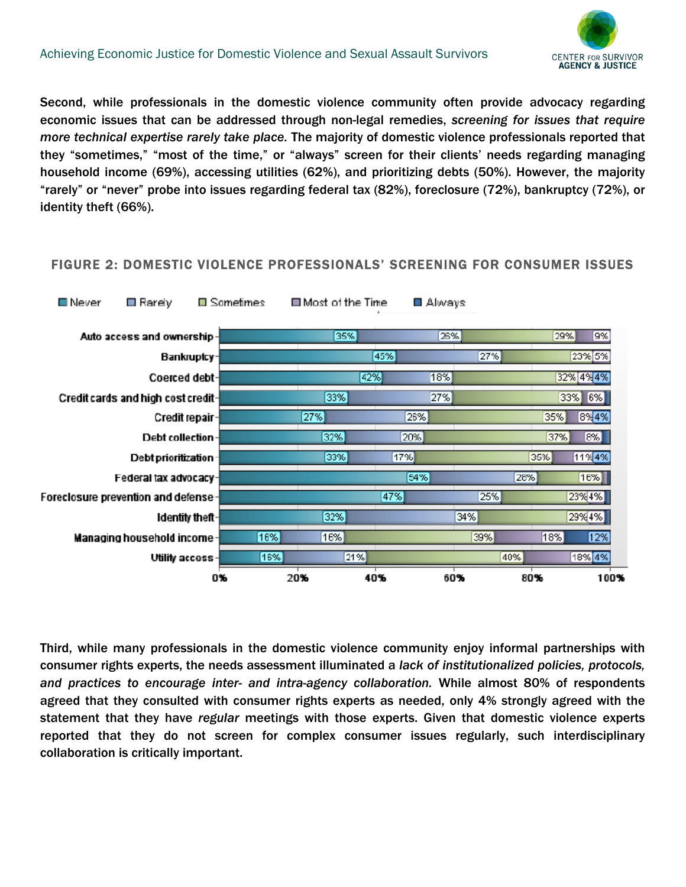Second, while professionals in the domestic violence community often provide advocacy regarding economic issues that can be addressed through non-legal remedies, *screening for issues that require more technical expertise rarely take place.* The majority of domestic violence professionals reported that they "sometimes," "most of the time," or "always" screen for their clients' needs regarding managing household income (69%), accessing utilities (62%), and prioritizing debts (50%). However, the majority "rarely" or "never" probe into issues regarding federal tax (82%), foreclosure (72%), bankruptcy (72%), or identity theft (66%).

### FIGURE 2: DOMESTIC VIOLENCE PROFESSIONALS' SCREENING FOR CONSUMER ISSUES

| | Never | Rarely | Sometimes | Most of the Time | Always |
|---|---|---|---|---|---|
| Auto access and ownership | 35% | 26% | 29% | 9% | |
| Bankruptcy | 45% | 27% | 23% | 5% | |
| Coerced debt | 42% | 18% | 32% | 4% | 4% |
| Credit cards and high cost credit | 33% | 27% | 33% | 6% | |
| Credit repair | 27% | 26% | 35% | 8% | 4% |
| Debt collection | 32% | 20% | 37% | 8% | |
| Debt prioritization | 33% | 17% | 35% | 11% | 4% |
| Federal tax advocacy | 54% | 28% | 16% | | |
| Foreclosure prevention and defense | 47% | 25% | 23% | 4% | |
| Identity theft | 32% | 34% | 29% | 4% | |
| Managing household income | 16% | 16% | 39% | 18% | 12% |
| Utility access | 16% | 21% | 40% | 18% | 4% |

Third, while many professionals in the domestic violence community enjoy informal partnerships with consumer rights experts, the needs assessment illuminated a *lack of institutionalized policies, protocols, and practices to encourage inter- and intra-agency collaboration.* While almost 80% of respondents agreed that they consulted with consumer rights experts as needed, only 4% strongly agreed with the statement that they have *regular* meetings with those experts. Given that domestic violence experts reported that they do not screen for complex consumer issues regularly, such interdisciplinary collaboration is critically important.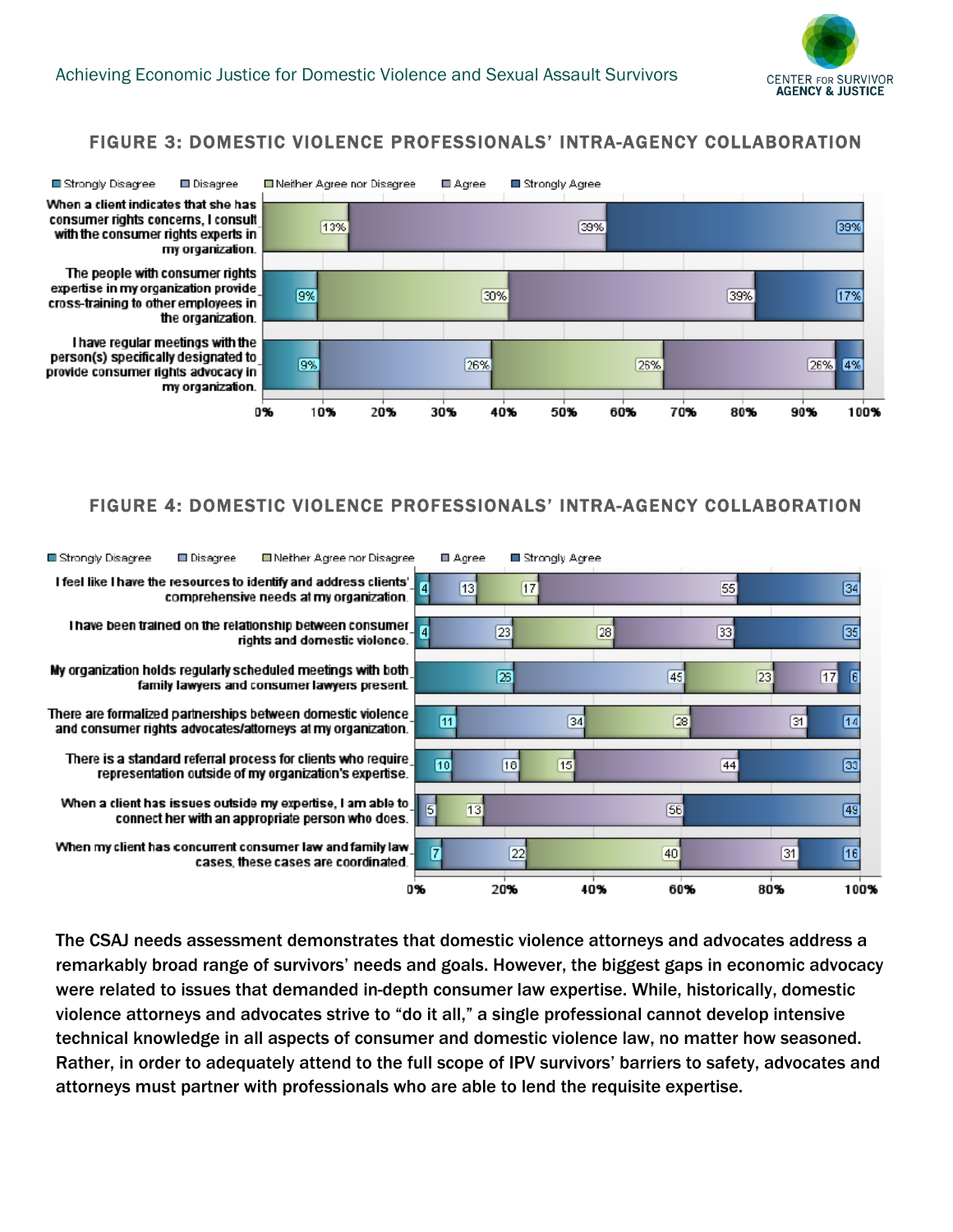## FIGURE 3: DOMESTIC VIOLENCE PROFESSIONALS' INTRA-AGENCY COLLABORATION

| Statement | Strongly Disagree | Disagree | Neither Agree nor Disagree | Agree | Strongly Agree |
|---|---|---|---|---|---|
| When a client indicates that she has consumer rights concerns, I consult with the consumer rights experts in my organization. | | | 13% | 39% | 39% |
| The people with consumer rights expertise in my organization provide cross-training to other employees in the organization. | 9% | | 30% | 39% | 17% |
| I have regular meetings with the person(s) specifically designated to provide consumer rights advocacy in my organization. | 9% | 26% | 26% | 26% | 4% |

## FIGURE 4: DOMESTIC VIOLENCE PROFESSIONALS' INTRA-AGENCY COLLABORATION

| Statement | Strongly Disagree | Disagree | Neither Agree nor Disagree | Agree | Strongly Agree |
|---|---|---|---|---|---|
| I feel like I have the resources to identify and address clients' comprehensive needs at my organization. | 4 | 13 | 17 | 55 | 34 |
| I have been trained on the relationship between consumer rights and domestic violence. | 4 | 23 | 28 | 33 | 35 |
| My organization holds regularly scheduled meetings with both family lawyers and consumer lawyers present. | 25 | 45 | 23 | 17 | 6 |
| There are formalized partnerships between domestic violence and consumer rights advocates/attorneys at my organization. | 11 | 34 | 28 | 31 | 14 |
| There is a standard referral process for clients who require representation outside of my organization's expertise. | 10 | 16 | 15 | 44 | 33 |
| When a client has issues outside my expertise, I am able to connect her with an appropriate person who does. | | 5 | 13 | 56 | 49 |
| When my client has concurrent consumer law and family law cases, these cases are coordinated. | 7 | 22 | 40 | 31 | 16 |

The CSAJ needs assessment demonstrates that domestic violence attorneys and advocates address a remarkably broad range of survivors' needs and goals. However, the biggest gaps in economic advocacy were related to issues that demanded in-depth consumer law expertise. While, historically, domestic violence attorneys and advocates strive to "do it all," a single professional cannot develop intensive technical knowledge in all aspects of consumer and domestic violence law, no matter how seasoned. Rather, in order to adequately attend to the full scope of IPV survivors' barriers to safety, advocates and attorneys must partner with professionals who are able to lend the requisite expertise.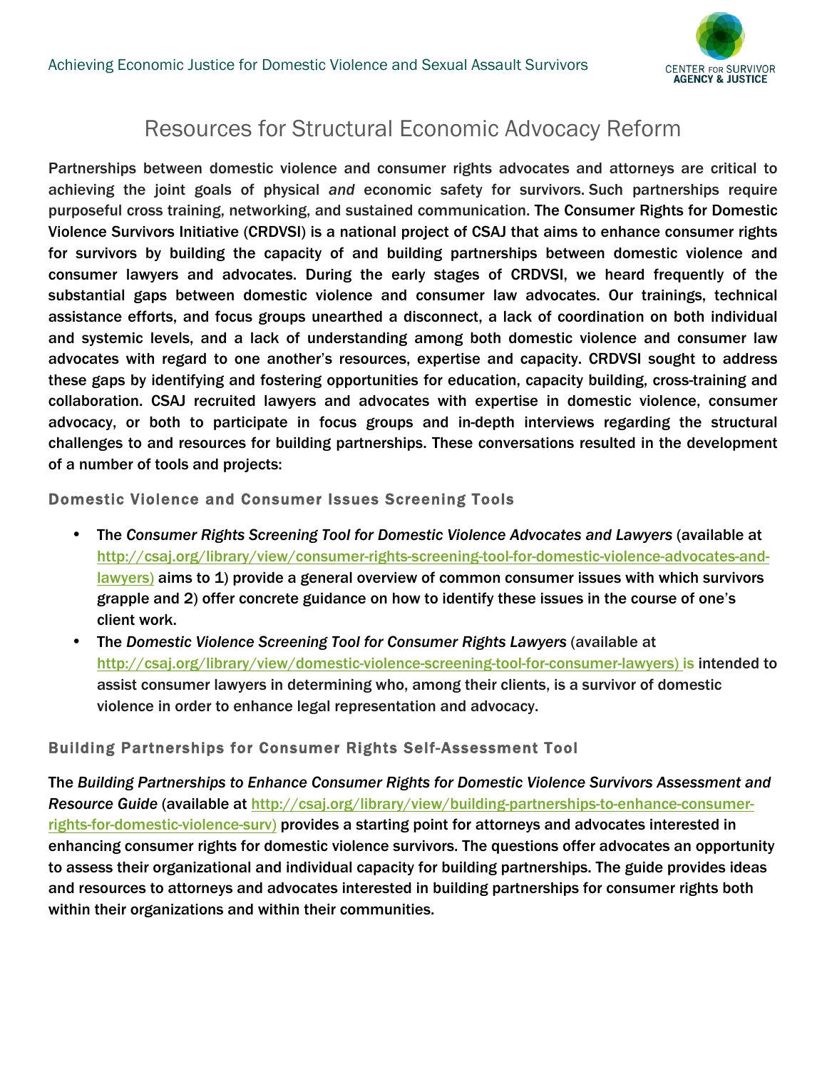# Resources for Structural Economic Advocacy Reform

Partnerships between domestic violence and consumer rights advocates and attorneys are critical to achieving the joint goals of physical *and* economic safety for survivors. Such partnerships require purposeful cross training, networking, and sustained communication. The Consumer Rights for Domestic Violence Survivors Initiative (CRDVSI) is a national project of CSAJ that aims to enhance consumer rights for survivors by building the capacity of and building partnerships between domestic violence and consumer lawyers and advocates. During the early stages of CRDVSI, we heard frequently of the substantial gaps between domestic violence and consumer law advocates. Our trainings, technical assistance efforts, and focus groups unearthed a disconnect, a lack of coordination on both individual and systemic levels, and a lack of understanding among both domestic violence and consumer law advocates with regard to one another's resources, expertise and capacity. CRDVSI sought to address these gaps by identifying and fostering opportunities for education, capacity building, cross-training and collaboration. CSAJ recruited lawyers and advocates with expertise in domestic violence, consumer advocacy, or both to participate in focus groups and in-depth interviews regarding the structural challenges to and resources for building partnerships. These conversations resulted in the development of a number of tools and projects:

## Domestic Violence and Consumer Issues Screening Tools

- The *Consumer Rights Screening Tool for Domestic Violence Advocates and Lawyers* (available at http://csaj.org/library/view/consumer-rights-screening-tool-for-domestic-violence-advocates-and-lawyers) aims to 1) provide a general overview of common consumer issues with which survivors grapple and 2) offer concrete guidance on how to identify these issues in the course of one's client work.
- The *Domestic Violence Screening Tool for Consumer Rights Lawyers* (available at http://csaj.org/library/view/domestic-violence-screening-tool-for-consumer-lawyers) is intended to assist consumer lawyers in determining who, among their clients, is a survivor of domestic violence in order to enhance legal representation and advocacy.

## Building Partnerships for Consumer Rights Self-Assessment Tool

The *Building Partnerships to Enhance Consumer Rights for Domestic Violence Survivors Assessment and Resource Guide* (available at http://csaj.org/library/view/building-partnerships-to-enhance-consumer-rights-for-domestic-violence-surv) provides a starting point for attorneys and advocates interested in enhancing consumer rights for domestic violence survivors. The questions offer advocates an opportunity to assess their organizational and individual capacity for building partnerships. The guide provides ideas and resources to attorneys and advocates interested in building partnerships for consumer rights both within their organizations and within their communities.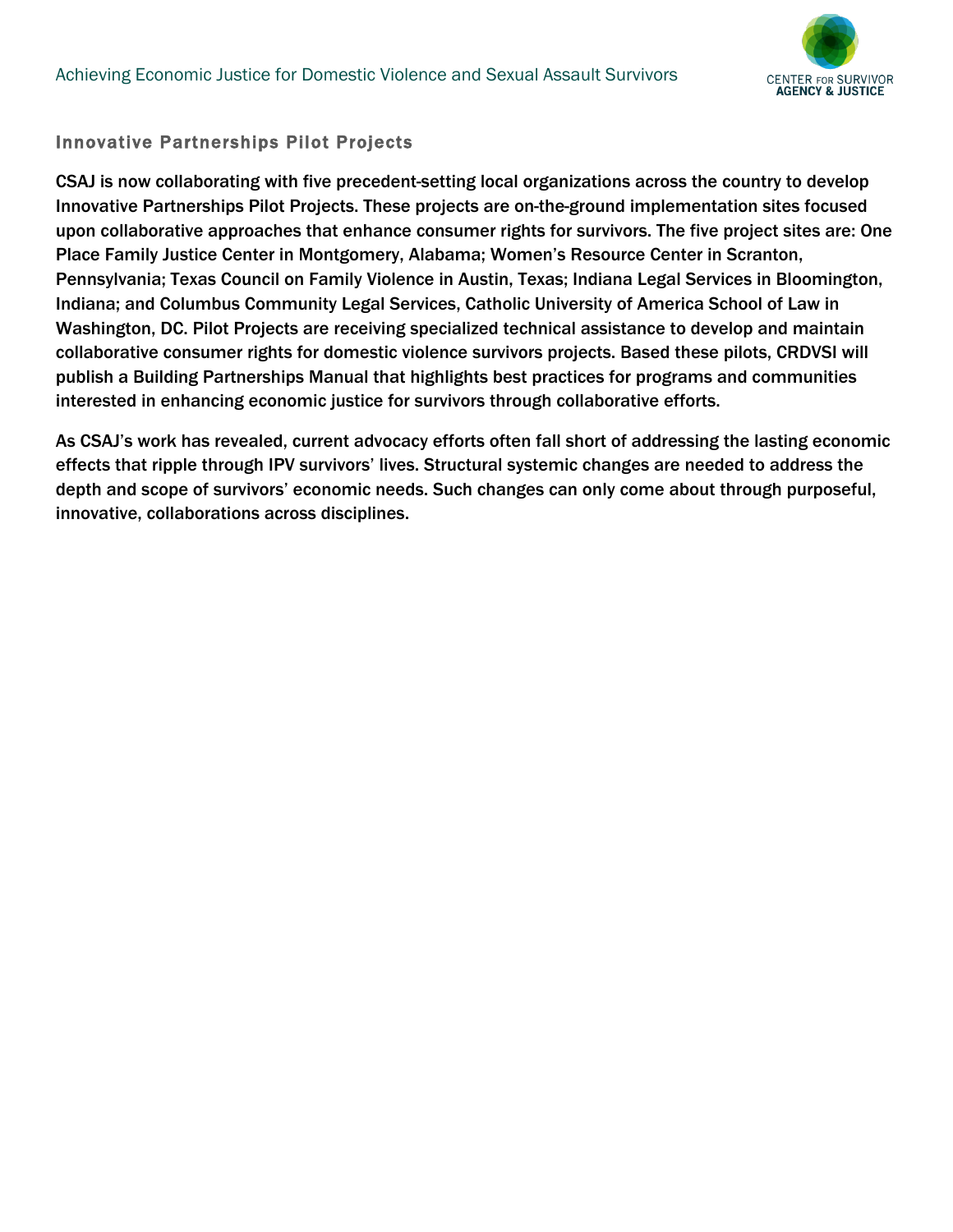### Innovative Partnerships Pilot Projects

CSAJ is now collaborating with five precedent-setting local organizations across the country to develop Innovative Partnerships Pilot Projects. These projects are on-the-ground implementation sites focused upon collaborative approaches that enhance consumer rights for survivors. The five project sites are: One Place Family Justice Center in Montgomery, Alabama; Women's Resource Center in Scranton, Pennsylvania; Texas Council on Family Violence in Austin, Texas; Indiana Legal Services in Bloomington, Indiana; and Columbus Community Legal Services, Catholic University of America School of Law in Washington, DC. Pilot Projects are receiving specialized technical assistance to develop and maintain collaborative consumer rights for domestic violence survivors projects. Based these pilots, CRDVSI will publish a Building Partnerships Manual that highlights best practices for programs and communities interested in enhancing economic justice for survivors through collaborative efforts.

As CSAJ's work has revealed, current advocacy efforts often fall short of addressing the lasting economic effects that ripple through IPV survivors' lives. Structural systemic changes are needed to address the depth and scope of survivors' economic needs. Such changes can only come about through purposeful, innovative, collaborations across disciplines.